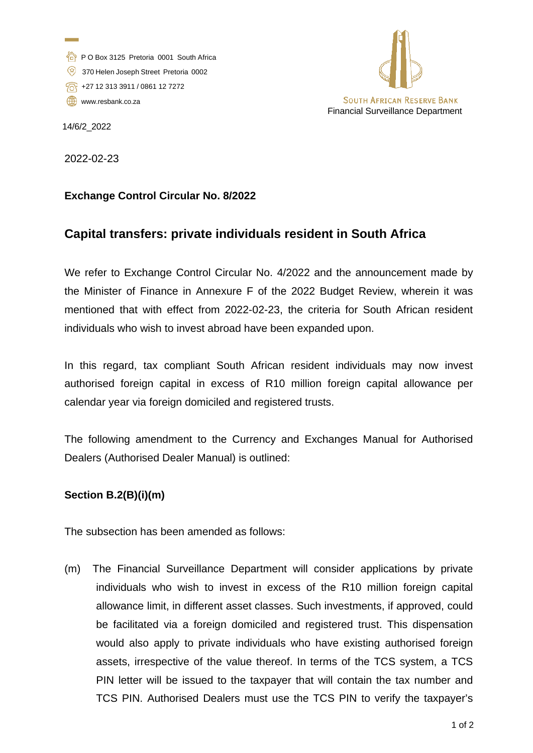P O Box 3125 Pretoria 0001 South Africa
370 Helen Joseph Street Pretoria 0002
+27 12 313 3911 / 0861 12 7272
www.resbank.co.za

SOUTH AFRICAN RESERVE BANK
Financial Surveillance Department

14/6/2_2022

2022-02-23

**Exchange Control Circular No. 8/2022**

## Capital transfers: private individuals resident in South Africa

We refer to Exchange Control Circular No. 4/2022 and the announcement made by the Minister of Finance in Annexure F of the 2022 Budget Review, wherein it was mentioned that with effect from 2022-02-23, the criteria for South African resident individuals who wish to invest abroad have been expanded upon.

In this regard, tax compliant South African resident individuals may now invest authorised foreign capital in excess of R10 million foreign capital allowance per calendar year via foreign domiciled and registered trusts.

The following amendment to the Currency and Exchanges Manual for Authorised Dealers (Authorised Dealer Manual) is outlined:

**Section B.2(B)(i)(m)**

The subsection has been amended as follows:

(m) The Financial Surveillance Department will consider applications by private individuals who wish to invest in excess of the R10 million foreign capital allowance limit, in different asset classes. Such investments, if approved, could be facilitated via a foreign domiciled and registered trust. This dispensation would also apply to private individuals who have existing authorised foreign assets, irrespective of the value thereof. In terms of the TCS system, a TCS PIN letter will be issued to the taxpayer that will contain the tax number and TCS PIN. Authorised Dealers must use the TCS PIN to verify the taxpayer's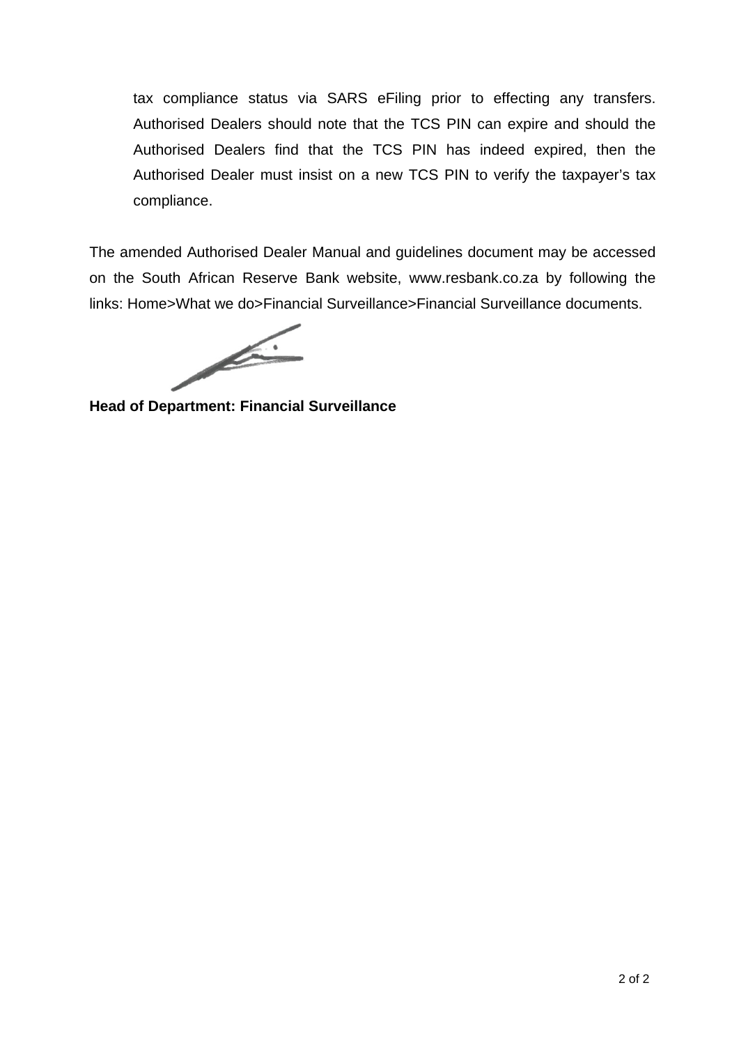tax compliance status via SARS eFiling prior to effecting any transfers. Authorised Dealers should note that the TCS PIN can expire and should the Authorised Dealers find that the TCS PIN has indeed expired, then the Authorised Dealer must insist on a new TCS PIN to verify the taxpayer's tax compliance.

The amended Authorised Dealer Manual and guidelines document may be accessed on the South African Reserve Bank website, www.resbank.co.za by following the links: Home>What we do>Financial Surveillance>Financial Surveillance documents.

**Head of Department: Financial Surveillance**